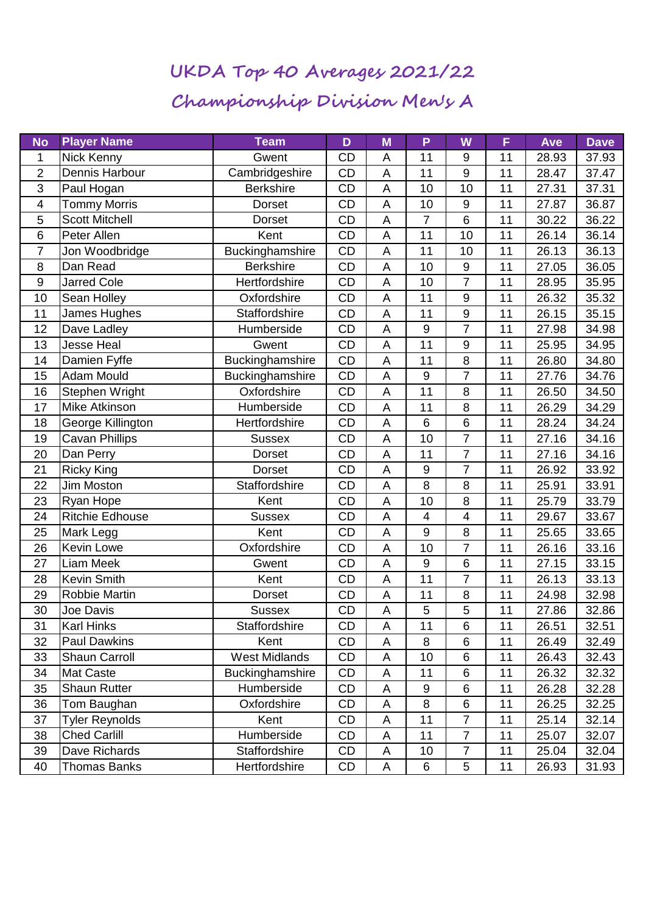# UKDA Top 40 Averages 2021/22

## Championship Division Men's A

| No | Player Name | Team | D | M | P | W | F | Ave | Dave |
|---|---|---|---|---|---|---|---|---|---|
| 1 | Nick Kenny | Gwent | CD | A | 11 | 9 | 11 | 28.93 | 37.93 |
| 2 | Dennis Harbour | Cambridgeshire | CD | A | 11 | 9 | 11 | 28.47 | 37.47 |
| 3 | Paul Hogan | Berkshire | CD | A | 10 | 10 | 11 | 27.31 | 37.31 |
| 4 | Tommy Morris | Dorset | CD | A | 10 | 9 | 11 | 27.87 | 36.87 |
| 5 | Scott Mitchell | Dorset | CD | A | 7 | 6 | 11 | 30.22 | 36.22 |
| 6 | Peter Allen | Kent | CD | A | 11 | 10 | 11 | 26.14 | 36.14 |
| 7 | Jon Woodbridge | Buckinghamshire | CD | A | 11 | 10 | 11 | 26.13 | 36.13 |
| 8 | Dan Read | Berkshire | CD | A | 10 | 9 | 11 | 27.05 | 36.05 |
| 9 | Jarred Cole | Hertfordshire | CD | A | 10 | 7 | 11 | 28.95 | 35.95 |
| 10 | Sean Holley | Oxfordshire | CD | A | 11 | 9 | 11 | 26.32 | 35.32 |
| 11 | James Hughes | Staffordshire | CD | A | 11 | 9 | 11 | 26.15 | 35.15 |
| 12 | Dave Ladley | Humberside | CD | A | 9 | 7 | 11 | 27.98 | 34.98 |
| 13 | Jesse Heal | Gwent | CD | A | 11 | 9 | 11 | 25.95 | 34.95 |
| 14 | Damien Fyffe | Buckinghamshire | CD | A | 11 | 8 | 11 | 26.80 | 34.80 |
| 15 | Adam Mould | Buckinghamshire | CD | A | 9 | 7 | 11 | 27.76 | 34.76 |
| 16 | Stephen Wright | Oxfordshire | CD | A | 11 | 8 | 11 | 26.50 | 34.50 |
| 17 | Mike Atkinson | Humberside | CD | A | 11 | 8 | 11 | 26.29 | 34.29 |
| 18 | George Killington | Hertfordshire | CD | A | 6 | 6 | 11 | 28.24 | 34.24 |
| 19 | Cavan Phillips | Sussex | CD | A | 10 | 7 | 11 | 27.16 | 34.16 |
| 20 | Dan Perry | Dorset | CD | A | 11 | 7 | 11 | 27.16 | 34.16 |
| 21 | Ricky King | Dorset | CD | A | 9 | 7 | 11 | 26.92 | 33.92 |
| 22 | Jim Moston | Staffordshire | CD | A | 8 | 8 | 11 | 25.91 | 33.91 |
| 23 | Ryan Hope | Kent | CD | A | 10 | 8 | 11 | 25.79 | 33.79 |
| 24 | Ritchie Edhouse | Sussex | CD | A | 4 | 4 | 11 | 29.67 | 33.67 |
| 25 | Mark Legg | Kent | CD | A | 9 | 8 | 11 | 25.65 | 33.65 |
| 26 | Kevin Lowe | Oxfordshire | CD | A | 10 | 7 | 11 | 26.16 | 33.16 |
| 27 | Liam Meek | Gwent | CD | A | 9 | 6 | 11 | 27.15 | 33.15 |
| 28 | Kevin Smith | Kent | CD | A | 11 | 7 | 11 | 26.13 | 33.13 |
| 29 | Robbie Martin | Dorset | CD | A | 11 | 8 | 11 | 24.98 | 32.98 |
| 30 | Joe Davis | Sussex | CD | A | 5 | 5 | 11 | 27.86 | 32.86 |
| 31 | Karl Hinks | Staffordshire | CD | A | 11 | 6 | 11 | 26.51 | 32.51 |
| 32 | Paul Dawkins | Kent | CD | A | 8 | 6 | 11 | 26.49 | 32.49 |
| 33 | Shaun Carroll | West Midlands | CD | A | 10 | 6 | 11 | 26.43 | 32.43 |
| 34 | Mat Caste | Buckinghamshire | CD | A | 11 | 6 | 11 | 26.32 | 32.32 |
| 35 | Shaun Rutter | Humberside | CD | A | 9 | 6 | 11 | 26.28 | 32.28 |
| 36 | Tom Baughan | Oxfordshire | CD | A | 8 | 6 | 11 | 26.25 | 32.25 |
| 37 | Tyler Reynolds | Kent | CD | A | 11 | 7 | 11 | 25.14 | 32.14 |
| 38 | Ched Carlill | Humberside | CD | A | 11 | 7 | 11 | 25.07 | 32.07 |
| 39 | Dave Richards | Staffordshire | CD | A | 10 | 7 | 11 | 25.04 | 32.04 |
| 40 | Thomas Banks | Hertfordshire | CD | A | 6 | 5 | 11 | 26.93 | 31.93 |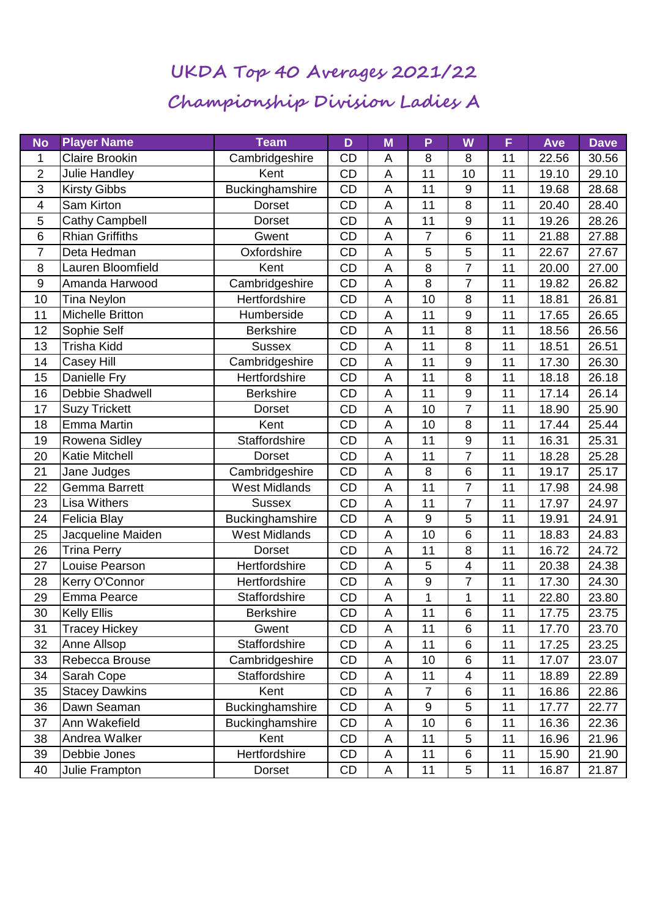# UKDA Top 40 Averages 2021/22

## Championship Division Ladies A

| No | Player Name | Team | D | M | P | W | F | Ave | Dave |
|---|---|---|---|---|---|---|---|---|---|
| 1 | Claire Brookin | Cambridgeshire | CD | A | 8 | 8 | 11 | 22.56 | 30.56 |
| 2 | Julie Handley | Kent | CD | A | 11 | 10 | 11 | 19.10 | 29.10 |
| 3 | Kirsty Gibbs | Buckinghamshire | CD | A | 11 | 9 | 11 | 19.68 | 28.68 |
| 4 | Sam Kirton | Dorset | CD | A | 11 | 8 | 11 | 20.40 | 28.40 |
| 5 | Cathy Campbell | Dorset | CD | A | 11 | 9 | 11 | 19.26 | 28.26 |
| 6 | Rhian Griffiths | Gwent | CD | A | 7 | 6 | 11 | 21.88 | 27.88 |
| 7 | Deta Hedman | Oxfordshire | CD | A | 5 | 5 | 11 | 22.67 | 27.67 |
| 8 | Lauren Bloomfield | Kent | CD | A | 8 | 7 | 11 | 20.00 | 27.00 |
| 9 | Amanda Harwood | Cambridgeshire | CD | A | 8 | 7 | 11 | 19.82 | 26.82 |
| 10 | Tina Neylon | Hertfordshire | CD | A | 10 | 8 | 11 | 18.81 | 26.81 |
| 11 | Michelle Britton | Humberside | CD | A | 11 | 9 | 11 | 17.65 | 26.65 |
| 12 | Sophie Self | Berkshire | CD | A | 11 | 8 | 11 | 18.56 | 26.56 |
| 13 | Trisha Kidd | Sussex | CD | A | 11 | 8 | 11 | 18.51 | 26.51 |
| 14 | Casey Hill | Cambridgeshire | CD | A | 11 | 9 | 11 | 17.30 | 26.30 |
| 15 | Danielle Fry | Hertfordshire | CD | A | 11 | 8 | 11 | 18.18 | 26.18 |
| 16 | Debbie Shadwell | Berkshire | CD | A | 11 | 9 | 11 | 17.14 | 26.14 |
| 17 | Suzy Trickett | Dorset | CD | A | 10 | 7 | 11 | 18.90 | 25.90 |
| 18 | Emma Martin | Kent | CD | A | 10 | 8 | 11 | 17.44 | 25.44 |
| 19 | Rowena Sidley | Staffordshire | CD | A | 11 | 9 | 11 | 16.31 | 25.31 |
| 20 | Katie Mitchell | Dorset | CD | A | 11 | 7 | 11 | 18.28 | 25.28 |
| 21 | Jane Judges | Cambridgeshire | CD | A | 8 | 6 | 11 | 19.17 | 25.17 |
| 22 | Gemma Barrett | West Midlands | CD | A | 11 | 7 | 11 | 17.98 | 24.98 |
| 23 | Lisa Withers | Sussex | CD | A | 11 | 7 | 11 | 17.97 | 24.97 |
| 24 | Felicia Blay | Buckinghamshire | CD | A | 9 | 5 | 11 | 19.91 | 24.91 |
| 25 | Jacqueline Maiden | West Midlands | CD | A | 10 | 6 | 11 | 18.83 | 24.83 |
| 26 | Trina Perry | Dorset | CD | A | 11 | 8 | 11 | 16.72 | 24.72 |
| 27 | Louise Pearson | Hertfordshire | CD | A | 5 | 4 | 11 | 20.38 | 24.38 |
| 28 | Kerry O'Connor | Hertfordshire | CD | A | 9 | 7 | 11 | 17.30 | 24.30 |
| 29 | Emma Pearce | Staffordshire | CD | A | 1 | 1 | 11 | 22.80 | 23.80 |
| 30 | Kelly Ellis | Berkshire | CD | A | 11 | 6 | 11 | 17.75 | 23.75 |
| 31 | Tracey Hickey | Gwent | CD | A | 11 | 6 | 11 | 17.70 | 23.70 |
| 32 | Anne Allsop | Staffordshire | CD | A | 11 | 6 | 11 | 17.25 | 23.25 |
| 33 | Rebecca Brouse | Cambridgeshire | CD | A | 10 | 6 | 11 | 17.07 | 23.07 |
| 34 | Sarah Cope | Staffordshire | CD | A | 11 | 4 | 11 | 18.89 | 22.89 |
| 35 | Stacey Dawkins | Kent | CD | A | 7 | 6 | 11 | 16.86 | 22.86 |
| 36 | Dawn Seaman | Buckinghamshire | CD | A | 9 | 5 | 11 | 17.77 | 22.77 |
| 37 | Ann Wakefield | Buckinghamshire | CD | A | 10 | 6 | 11 | 16.36 | 22.36 |
| 38 | Andrea Walker | Kent | CD | A | 11 | 5 | 11 | 16.96 | 21.96 |
| 39 | Debbie Jones | Hertfordshire | CD | A | 11 | 6 | 11 | 15.90 | 21.90 |
| 40 | Julie Frampton | Dorset | CD | A | 11 | 5 | 11 | 16.87 | 21.87 |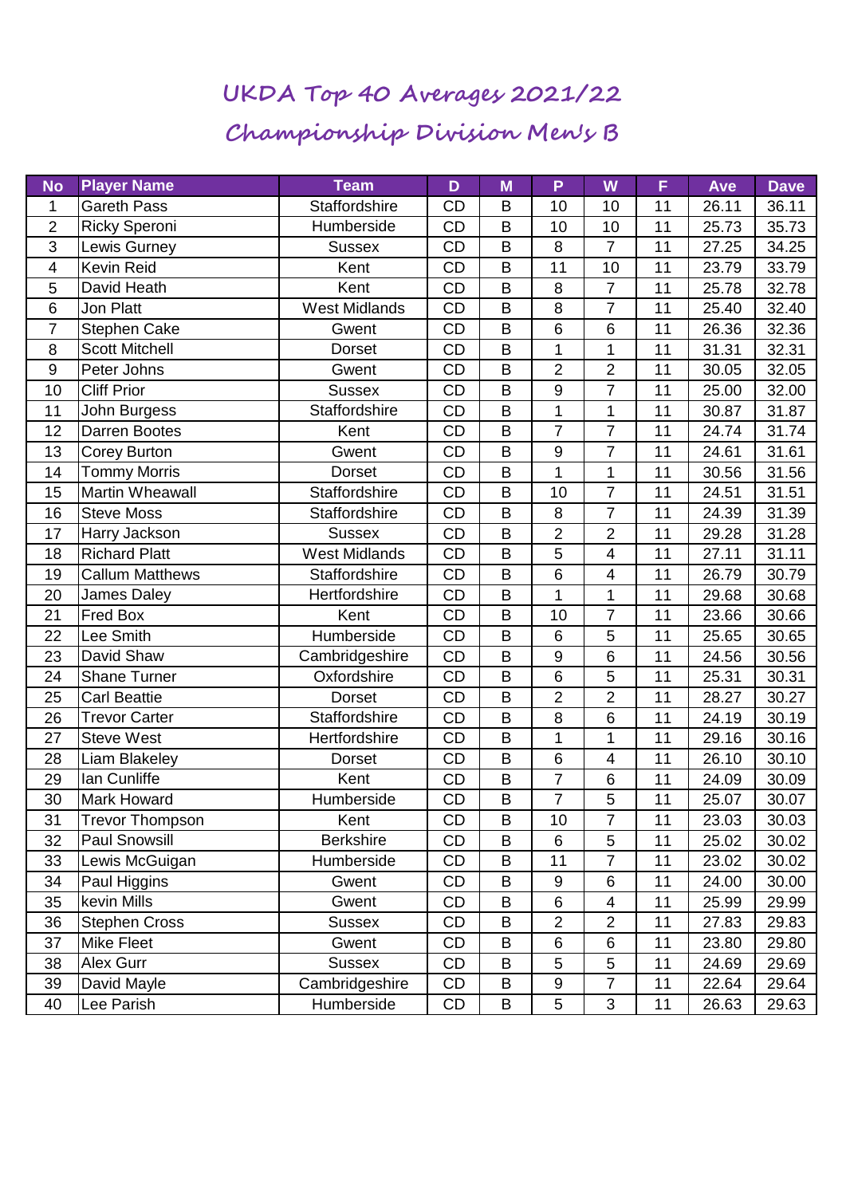# UKDA Top 40 Averages 2021/22

## Championship Division Men's B

| No | Player Name | Team | D | M | P | W | F | Ave | Dave |
|---|---|---|---|---|---|---|---|---|---|
| 1 | Gareth Pass | Staffordshire | CD | B | 10 | 10 | 11 | 26.11 | 36.11 |
| 2 | Ricky Speroni | Humberside | CD | B | 10 | 10 | 11 | 25.73 | 35.73 |
| 3 | Lewis Gurney | Sussex | CD | B | 8 | 7 | 11 | 27.25 | 34.25 |
| 4 | Kevin Reid | Kent | CD | B | 11 | 10 | 11 | 23.79 | 33.79 |
| 5 | David Heath | Kent | CD | B | 8 | 7 | 11 | 25.78 | 32.78 |
| 6 | Jon Platt | West Midlands | CD | B | 8 | 7 | 11 | 25.40 | 32.40 |
| 7 | Stephen Cake | Gwent | CD | B | 6 | 6 | 11 | 26.36 | 32.36 |
| 8 | Scott Mitchell | Dorset | CD | B | 1 | 1 | 11 | 31.31 | 32.31 |
| 9 | Peter Johns | Gwent | CD | B | 2 | 2 | 11 | 30.05 | 32.05 |
| 10 | Cliff Prior | Sussex | CD | B | 9 | 7 | 11 | 25.00 | 32.00 |
| 11 | John Burgess | Staffordshire | CD | B | 1 | 1 | 11 | 30.87 | 31.87 |
| 12 | Darren Bootes | Kent | CD | B | 7 | 7 | 11 | 24.74 | 31.74 |
| 13 | Corey Burton | Gwent | CD | B | 9 | 7 | 11 | 24.61 | 31.61 |
| 14 | Tommy Morris | Dorset | CD | B | 1 | 1 | 11 | 30.56 | 31.56 |
| 15 | Martin Wheawall | Staffordshire | CD | B | 10 | 7 | 11 | 24.51 | 31.51 |
| 16 | Steve Moss | Staffordshire | CD | B | 8 | 7 | 11 | 24.39 | 31.39 |
| 17 | Harry Jackson | Sussex | CD | B | 2 | 2 | 11 | 29.28 | 31.28 |
| 18 | Richard Platt | West Midlands | CD | B | 5 | 4 | 11 | 27.11 | 31.11 |
| 19 | Callum Matthews | Staffordshire | CD | B | 6 | 4 | 11 | 26.79 | 30.79 |
| 20 | James Daley | Hertfordshire | CD | B | 1 | 1 | 11 | 29.68 | 30.68 |
| 21 | Fred Box | Kent | CD | B | 10 | 7 | 11 | 23.66 | 30.66 |
| 22 | Lee Smith | Humberside | CD | B | 6 | 5 | 11 | 25.65 | 30.65 |
| 23 | David Shaw | Cambridgeshire | CD | B | 9 | 6 | 11 | 24.56 | 30.56 |
| 24 | Shane Turner | Oxfordshire | CD | B | 6 | 5 | 11 | 25.31 | 30.31 |
| 25 | Carl Beattie | Dorset | CD | B | 2 | 2 | 11 | 28.27 | 30.27 |
| 26 | Trevor Carter | Staffordshire | CD | B | 8 | 6 | 11 | 24.19 | 30.19 |
| 27 | Steve West | Hertfordshire | CD | B | 1 | 1 | 11 | 29.16 | 30.16 |
| 28 | Liam Blakeley | Dorset | CD | B | 6 | 4 | 11 | 26.10 | 30.10 |
| 29 | Ian Cunliffe | Kent | CD | B | 7 | 6 | 11 | 24.09 | 30.09 |
| 30 | Mark Howard | Humberside | CD | B | 7 | 5 | 11 | 25.07 | 30.07 |
| 31 | Trevor Thompson | Kent | CD | B | 10 | 7 | 11 | 23.03 | 30.03 |
| 32 | Paul Snowsill | Berkshire | CD | B | 6 | 5 | 11 | 25.02 | 30.02 |
| 33 | Lewis McGuigan | Humberside | CD | B | 11 | 7 | 11 | 23.02 | 30.02 |
| 34 | Paul Higgins | Gwent | CD | B | 9 | 6 | 11 | 24.00 | 30.00 |
| 35 | kevin Mills | Gwent | CD | B | 6 | 4 | 11 | 25.99 | 29.99 |
| 36 | Stephen Cross | Sussex | CD | B | 2 | 2 | 11 | 27.83 | 29.83 |
| 37 | Mike Fleet | Gwent | CD | B | 6 | 6 | 11 | 23.80 | 29.80 |
| 38 | Alex Gurr | Sussex | CD | B | 5 | 5 | 11 | 24.69 | 29.69 |
| 39 | David Mayle | Cambridgeshire | CD | B | 9 | 7 | 11 | 22.64 | 29.64 |
| 40 | Lee Parish | Humberside | CD | B | 5 | 3 | 11 | 26.63 | 29.63 |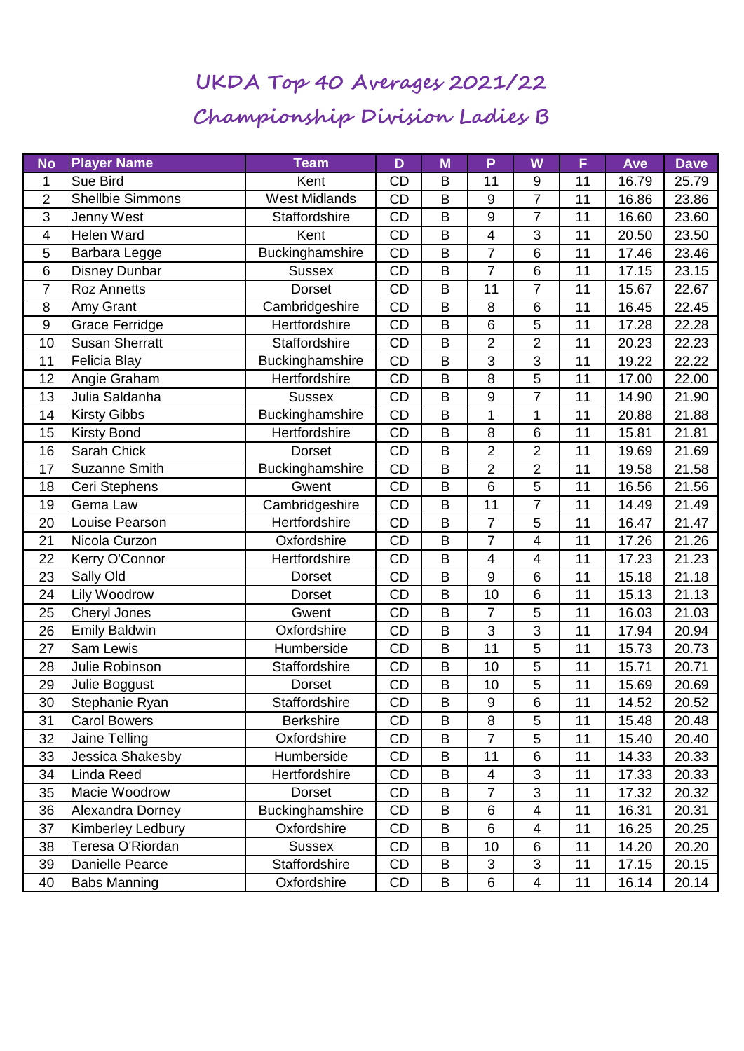# UKDA Top 40 Averages 2021/22

## Championship Division Ladies B

| No | Player Name | Team | D | M | P | W | F | Ave | Dave |
|---|---|---|---|---|---|---|---|---|---|
| 1 | Sue Bird | Kent | CD | B | 11 | 9 | 11 | 16.79 | 25.79 |
| 2 | Shellbie Simmons | West Midlands | CD | B | 9 | 7 | 11 | 16.86 | 23.86 |
| 3 | Jenny West | Staffordshire | CD | B | 9 | 7 | 11 | 16.60 | 23.60 |
| 4 | Helen Ward | Kent | CD | B | 4 | 3 | 11 | 20.50 | 23.50 |
| 5 | Barbara Legge | Buckinghamshire | CD | B | 7 | 6 | 11 | 17.46 | 23.46 |
| 6 | Disney Dunbar | Sussex | CD | B | 7 | 6 | 11 | 17.15 | 23.15 |
| 7 | Roz Annetts | Dorset | CD | B | 11 | 7 | 11 | 15.67 | 22.67 |
| 8 | Amy Grant | Cambridgeshire | CD | B | 8 | 6 | 11 | 16.45 | 22.45 |
| 9 | Grace Ferridge | Hertfordshire | CD | B | 6 | 5 | 11 | 17.28 | 22.28 |
| 10 | Susan Sherratt | Staffordshire | CD | B | 2 | 2 | 11 | 20.23 | 22.23 |
| 11 | Felicia Blay | Buckinghamshire | CD | B | 3 | 3 | 11 | 19.22 | 22.22 |
| 12 | Angie Graham | Hertfordshire | CD | B | 8 | 5 | 11 | 17.00 | 22.00 |
| 13 | Julia Saldanha | Sussex | CD | B | 9 | 7 | 11 | 14.90 | 21.90 |
| 14 | Kirsty Gibbs | Buckinghamshire | CD | B | 1 | 1 | 11 | 20.88 | 21.88 |
| 15 | Kirsty Bond | Hertfordshire | CD | B | 8 | 6 | 11 | 15.81 | 21.81 |
| 16 | Sarah Chick | Dorset | CD | B | 2 | 2 | 11 | 19.69 | 21.69 |
| 17 | Suzanne Smith | Buckinghamshire | CD | B | 2 | 2 | 11 | 19.58 | 21.58 |
| 18 | Ceri Stephens | Gwent | CD | B | 6 | 5 | 11 | 16.56 | 21.56 |
| 19 | Gema Law | Cambridgeshire | CD | B | 11 | 7 | 11 | 14.49 | 21.49 |
| 20 | Louise Pearson | Hertfordshire | CD | B | 7 | 5 | 11 | 16.47 | 21.47 |
| 21 | Nicola Curzon | Oxfordshire | CD | B | 7 | 4 | 11 | 17.26 | 21.26 |
| 22 | Kerry O'Connor | Hertfordshire | CD | B | 4 | 4 | 11 | 17.23 | 21.23 |
| 23 | Sally Old | Dorset | CD | B | 9 | 6 | 11 | 15.18 | 21.18 |
| 24 | Lily Woodrow | Dorset | CD | B | 10 | 6 | 11 | 15.13 | 21.13 |
| 25 | Cheryl Jones | Gwent | CD | B | 7 | 5 | 11 | 16.03 | 21.03 |
| 26 | Emily Baldwin | Oxfordshire | CD | B | 3 | 3 | 11 | 17.94 | 20.94 |
| 27 | Sam Lewis | Humberside | CD | B | 11 | 5 | 11 | 15.73 | 20.73 |
| 28 | Julie Robinson | Staffordshire | CD | B | 10 | 5 | 11 | 15.71 | 20.71 |
| 29 | Julie Boggust | Dorset | CD | B | 10 | 5 | 11 | 15.69 | 20.69 |
| 30 | Stephanie Ryan | Staffordshire | CD | B | 9 | 6 | 11 | 14.52 | 20.52 |
| 31 | Carol Bowers | Berkshire | CD | B | 8 | 5 | 11 | 15.48 | 20.48 |
| 32 | Jaine Telling | Oxfordshire | CD | B | 7 | 5 | 11 | 15.40 | 20.40 |
| 33 | Jessica Shakesby | Humberside | CD | B | 11 | 6 | 11 | 14.33 | 20.33 |
| 34 | Linda Reed | Hertfordshire | CD | B | 4 | 3 | 11 | 17.33 | 20.33 |
| 35 | Macie Woodrow | Dorset | CD | B | 7 | 3 | 11 | 17.32 | 20.32 |
| 36 | Alexandra Dorney | Buckinghamshire | CD | B | 6 | 4 | 11 | 16.31 | 20.31 |
| 37 | Kimberley Ledbury | Oxfordshire | CD | B | 6 | 4 | 11 | 16.25 | 20.25 |
| 38 | Teresa O'Riordan | Sussex | CD | B | 10 | 6 | 11 | 14.20 | 20.20 |
| 39 | Danielle Pearce | Staffordshire | CD | B | 3 | 3 | 11 | 17.15 | 20.15 |
| 40 | Babs Manning | Oxfordshire | CD | B | 6 | 4 | 11 | 16.14 | 20.14 |